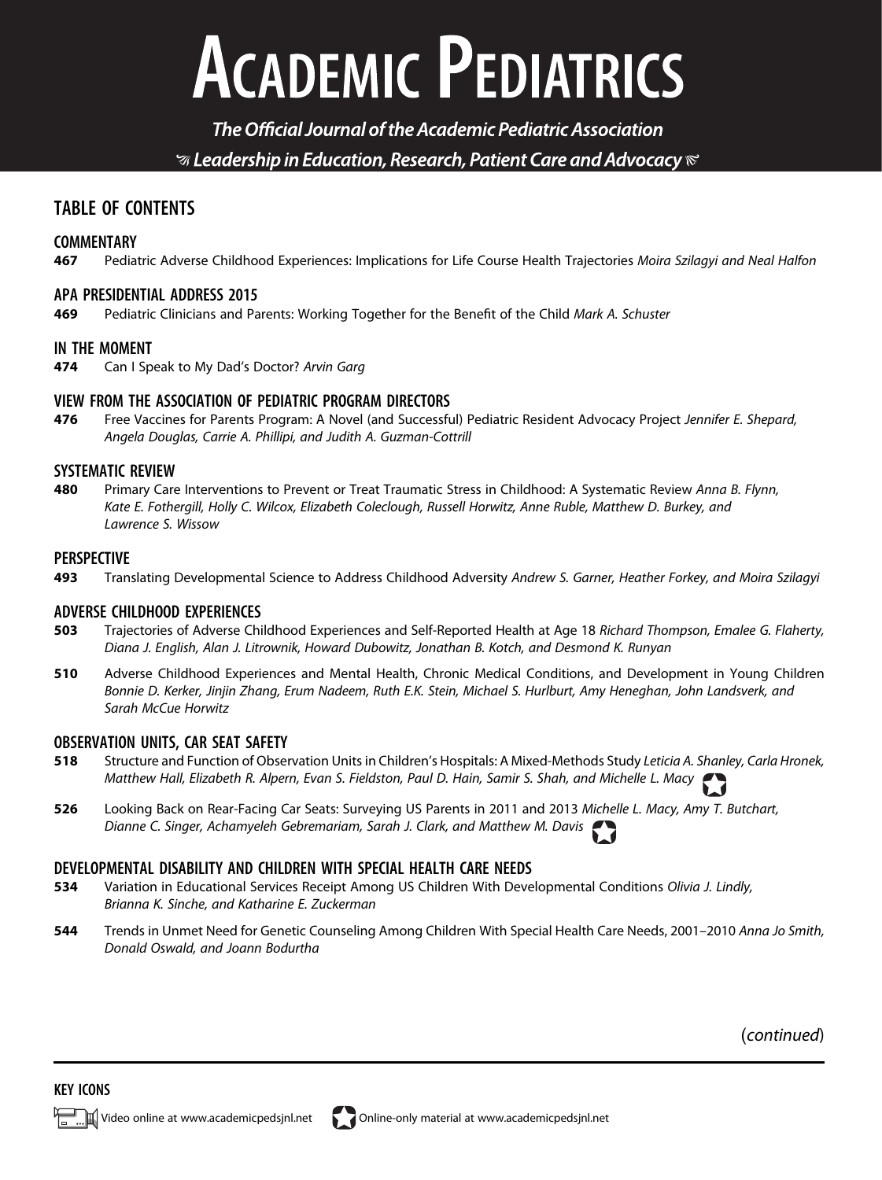# ACADEMIC PEDIATRICS

*The Official Journal of the Academic Pediatric Association*

*Leadership in Education, Research, Patient Care and Advocacy*

## TABLE OF CONTENTS

### COMMENTARY

**467** Pediatric Adverse Childhood Experiences: Implications for Life Course Health Trajectories *Moira Szilagyi and Neal Halfon*

### APA PRESIDENTIAL ADDRESS 2015

**469** Pediatric Clinicians and Parents: Working Together for the Benefit of the Child *Mark A. Schuster*

### IN THE MOMENT

**474** Can I Speak to My Dad's Doctor? *Arvin Garg*

### VIEW FROM THE ASSOCIATION OF PEDIATRIC PROGRAM DIRECTORS

**476** Free Vaccines for Parents Program: A Novel (and Successful) Pediatric Resident Advocacy Project *Jennifer E. Shepard, Angela Douglas, Carrie A. Phillipi, and Judith A. Guzman-Cottrill*

### SYSTEMATIC REVIEW

**480** Primary Care Interventions to Prevent or Treat Traumatic Stress in Childhood: A Systematic Review *Anna B. Flynn, Kate E. Fothergill, Holly C. Wilcox, Elizabeth Coleclough, Russell Horwitz, Anne Ruble, Matthew D. Burkey, and Lawrence S. Wissow*

### PERSPECTIVE

**493** Translating Developmental Science to Address Childhood Adversity *Andrew S. Garner, Heather Forkey, and Moira Szilagyi*

### ADVERSE CHILDHOOD EXPERIENCES

**503** Trajectories of Adverse Childhood Experiences and Self-Reported Health at Age 18 *Richard Thompson, Emalee G. Flaherty, Diana J. English, Alan J. Litrownik, Howard Dubowitz, Jonathan B. Kotch, and Desmond K. Runyan*

**510** Adverse Childhood Experiences and Mental Health, Chronic Medical Conditions, and Development in Young Children *Bonnie D. Kerker, Jinjin Zhang, Erum Nadeem, Ruth E.K. Stein, Michael S. Hurlburt, Amy Heneghan, John Landsverk, and Sarah McCue Horwitz*

### OBSERVATION UNITS, CAR SEAT SAFETY

**518** Structure and Function of Observation Units in Children's Hospitals: A Mixed-Methods Study *Leticia A. Shanley, Carla Hronek, Matthew Hall, Elizabeth R. Alpern, Evan S. Fieldston, Paul D. Hain, Samir S. Shah, and Michelle L. Macy*

**526** Looking Back on Rear-Facing Car Seats: Surveying US Parents in 2011 and 2013 *Michelle L. Macy, Amy T. Butchart, Dianne C. Singer, Achamyeleh Gebremariam, Sarah J. Clark, and Matthew M. Davis*

### DEVELOPMENTAL DISABILITY AND CHILDREN WITH SPECIAL HEALTH CARE NEEDS

**534** Variation in Educational Services Receipt Among US Children With Developmental Conditions *Olivia J. Lindly, Brianna K. Sinche, and Katharine E. Zuckerman*

**544** Trends in Unmet Need for Genetic Counseling Among Children With Special Health Care Needs, 2001–2010 *Anna Jo Smith, Donald Oswald, and Joann Bodurtha*

(*continued*)

### KEY ICONS

Video online at www.academicpedsjnl.net

Online-only material at www.academicpedsjnl.net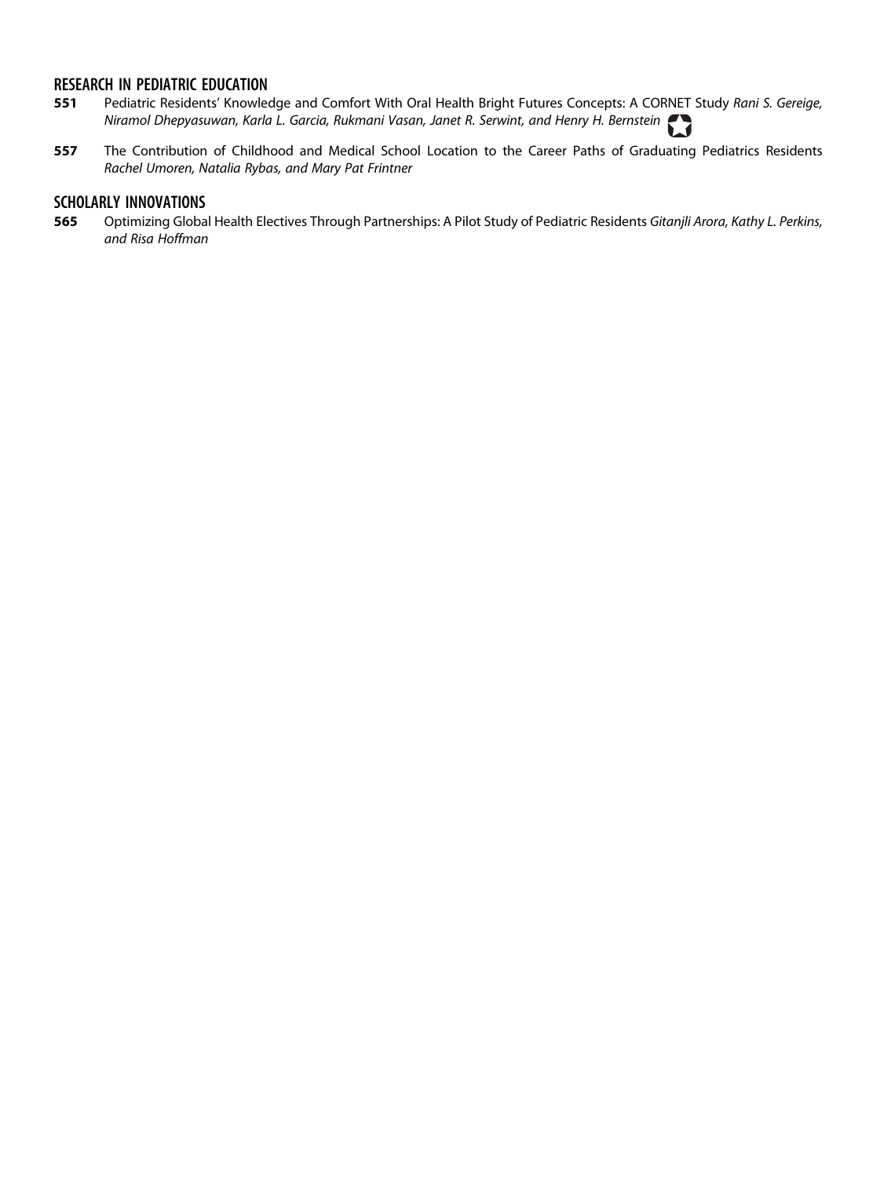## RESEARCH IN PEDIATRIC EDUCATION

**551** Pediatric Residents' Knowledge and Comfort With Oral Health Bright Futures Concepts: A CORNET Study *Rani S. Gereige, Niramol Dhepyasuwan, Karla L. Garcia, Rukmani Vasan, Janet R. Serwint, and Henry H. Bernstein*

**557** The Contribution of Childhood and Medical School Location to the Career Paths of Graduating Pediatrics Residents *Rachel Umoren, Natalia Rybas, and Mary Pat Frintner*

## SCHOLARLY INNOVATIONS

**565** Optimizing Global Health Electives Through Partnerships: A Pilot Study of Pediatric Residents *Gitanjli Arora, Kathy L. Perkins, and Risa Hoffman*